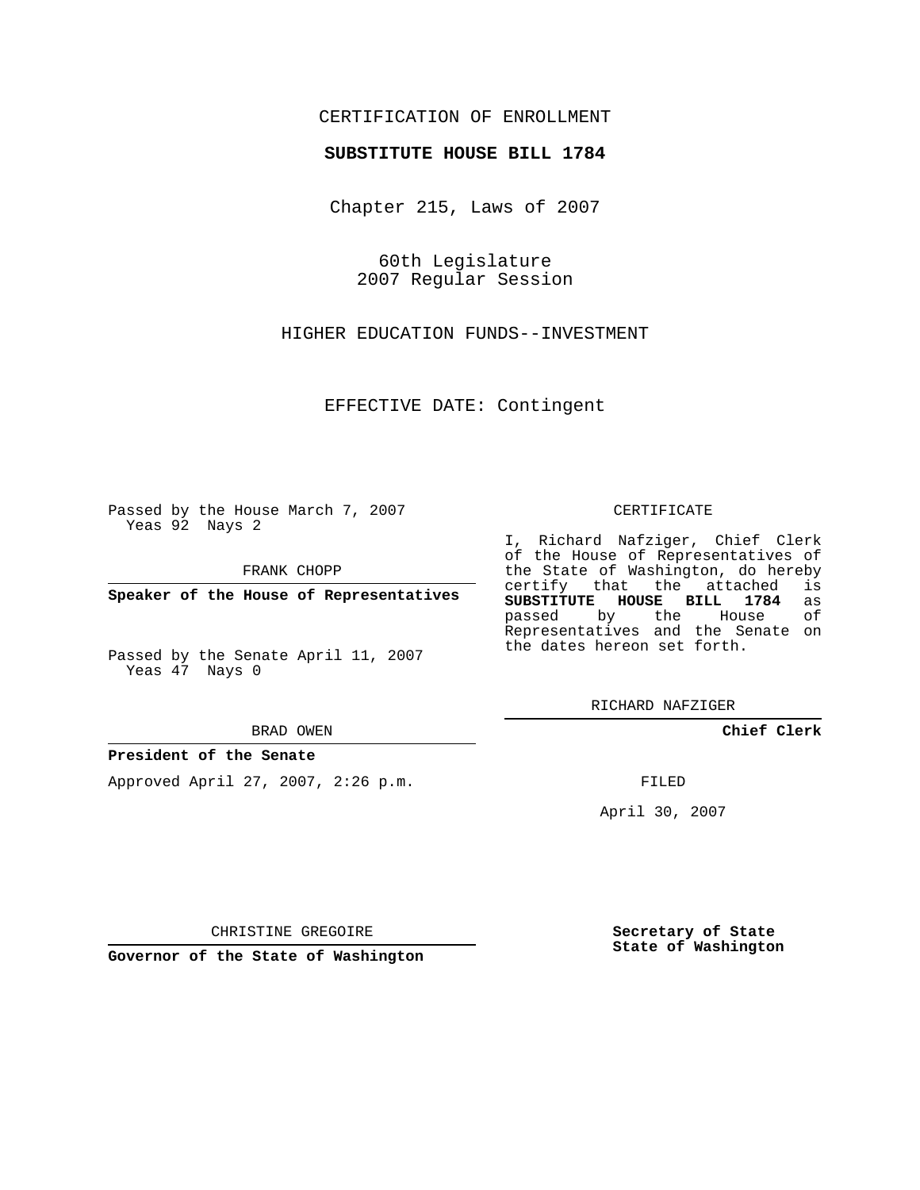CERTIFICATION OF ENROLLMENT

**SUBSTITUTE HOUSE BILL 1784**

Chapter 215, Laws of 2007

60th Legislature
2007 Regular Session

HIGHER EDUCATION FUNDS--INVESTMENT

EFFECTIVE DATE: Contingent

Passed by the House March 7, 2007
Yeas 92 Nays 2

FRANK CHOPP

**Speaker of the House of Representatives**

Passed by the Senate April 11, 2007
Yeas 47 Nays 0

BRAD OWEN

**President of the Senate**

Approved April 27, 2007, 2:26 p.m.

CHRISTINE GREGOIRE

**Governor of the State of Washington**

CERTIFICATE

I, Richard Nafziger, Chief Clerk of the House of Representatives of the State of Washington, do hereby certify that the attached is **SUBSTITUTE HOUSE BILL 1784** as passed by the House of Representatives and the Senate on the dates hereon set forth.

RICHARD NAFZIGER

**Chief Clerk**

FILED

April 30, 2007

**Secretary of State**
**State of Washington**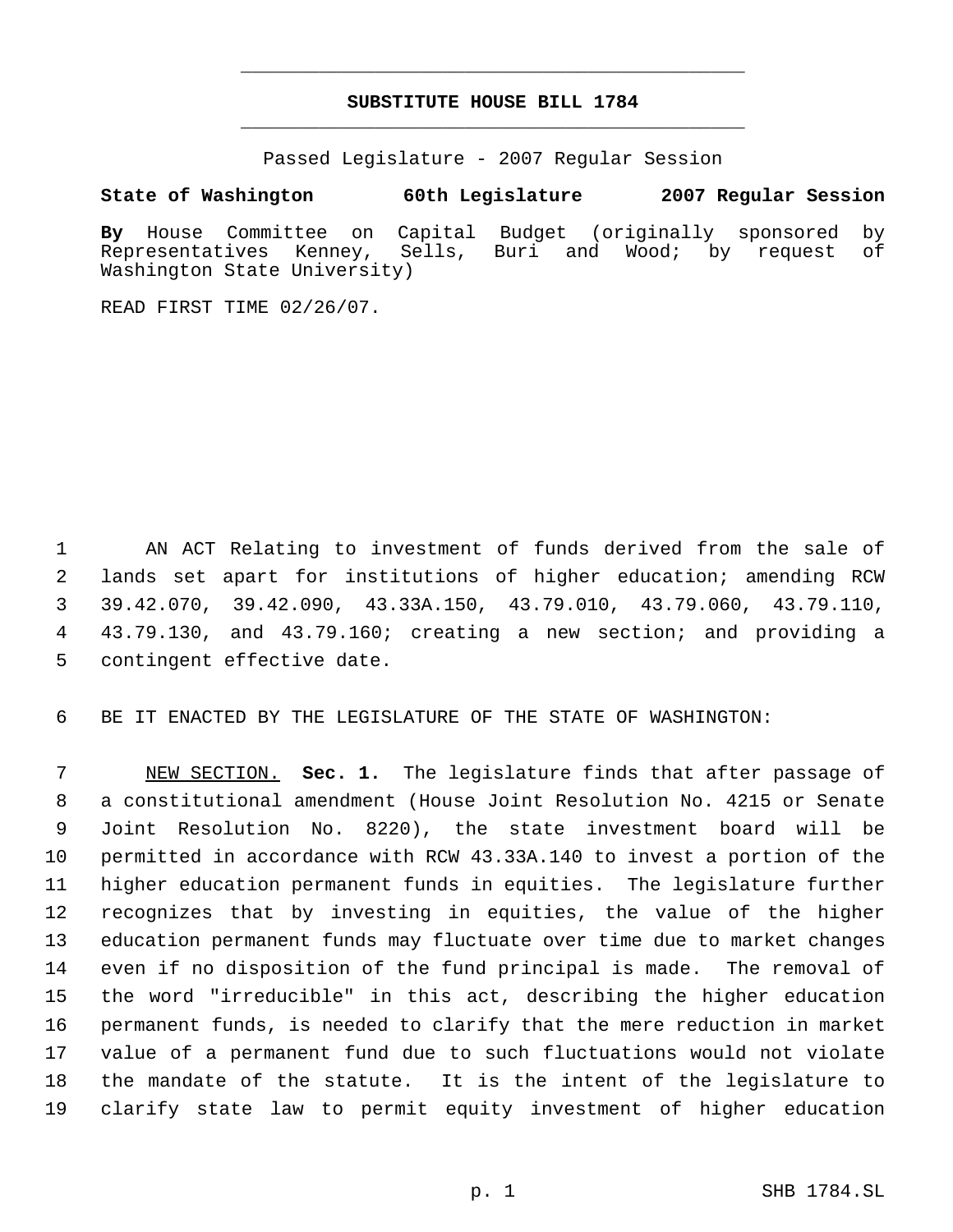# SUBSTITUTE HOUSE BILL 1784

Passed Legislature - 2007 Regular Session

**State of Washington 60th Legislature 2007 Regular Session**

**By** House Committee on Capital Budget (originally sponsored by Representatives Kenney, Sells, Buri and Wood; by request of Washington State University)

READ FIRST TIME 02/26/07.

AN ACT Relating to investment of funds derived from the sale of lands set apart for institutions of higher education; amending RCW 39.42.070, 39.42.090, 43.33A.150, 43.79.010, 43.79.060, 43.79.110, 43.79.130, and 43.79.160; creating a new section; and providing a contingent effective date.

BE IT ENACTED BY THE LEGISLATURE OF THE STATE OF WASHINGTON:

NEW SECTION. **Sec. 1.** The legislature finds that after passage of a constitutional amendment (House Joint Resolution No. 4215 or Senate Joint Resolution No. 8220), the state investment board will be permitted in accordance with RCW 43.33A.140 to invest a portion of the higher education permanent funds in equities. The legislature further recognizes that by investing in equities, the value of the higher education permanent funds may fluctuate over time due to market changes even if no disposition of the fund principal is made. The removal of the word "irreducible" in this act, describing the higher education permanent funds, is needed to clarify that the mere reduction in market value of a permanent fund due to such fluctuations would not violate the mandate of the statute. It is the intent of the legislature to clarify state law to permit equity investment of higher education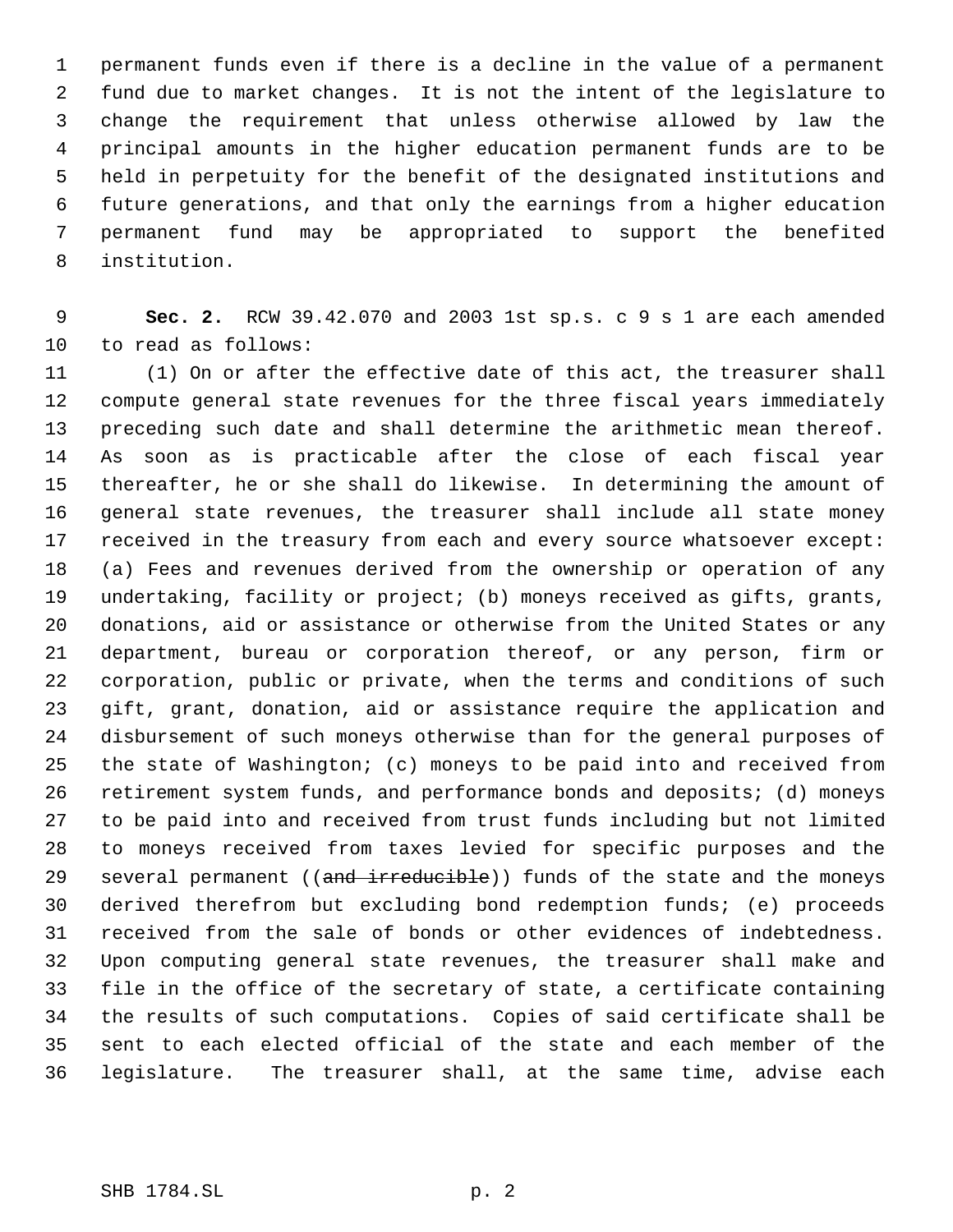permanent funds even if there is a decline in the value of a permanent fund due to market changes. It is not the intent of the legislature to change the requirement that unless otherwise allowed by law the principal amounts in the higher education permanent funds are to be held in perpetuity for the benefit of the designated institutions and future generations, and that only the earnings from a higher education permanent fund may be appropriated to support the benefited institution.

**Sec. 2.** RCW 39.42.070 and 2003 1st sp.s. c 9 s 1 are each amended to read as follows:

(1) On or after the effective date of this act, the treasurer shall compute general state revenues for the three fiscal years immediately preceding such date and shall determine the arithmetic mean thereof. As soon as is practicable after the close of each fiscal year thereafter, he or she shall do likewise. In determining the amount of general state revenues, the treasurer shall include all state money received in the treasury from each and every source whatsoever except: (a) Fees and revenues derived from the ownership or operation of any undertaking, facility or project; (b) moneys received as gifts, grants, donations, aid or assistance or otherwise from the United States or any department, bureau or corporation thereof, or any person, firm or corporation, public or private, when the terms and conditions of such gift, grant, donation, aid or assistance require the application and disbursement of such moneys otherwise than for the general purposes of the state of Washington; (c) moneys to be paid into and received from retirement system funds, and performance bonds and deposits; (d) moneys to be paid into and received from trust funds including but not limited to moneys received from taxes levied for specific purposes and the several permanent ((~~and irreducible~~)) funds of the state and the moneys derived therefrom but excluding bond redemption funds; (e) proceeds received from the sale of bonds or other evidences of indebtedness. Upon computing general state revenues, the treasurer shall make and file in the office of the secretary of state, a certificate containing the results of such computations. Copies of said certificate shall be sent to each elected official of the state and each member of the legislature. The treasurer shall, at the same time, advise each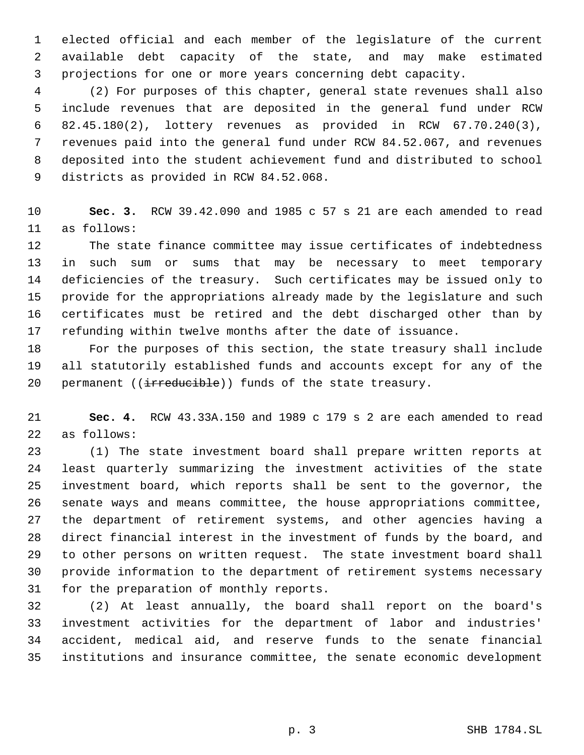elected official and each member of the legislature of the current available debt capacity of the state, and may make estimated projections for one or more years concerning debt capacity.

(2) For purposes of this chapter, general state revenues shall also include revenues that are deposited in the general fund under RCW 82.45.180(2), lottery revenues as provided in RCW 67.70.240(3), revenues paid into the general fund under RCW 84.52.067, and revenues deposited into the student achievement fund and distributed to school districts as provided in RCW 84.52.068.

**Sec. 3.** RCW 39.42.090 and 1985 c 57 s 21 are each amended to read as follows:

The state finance committee may issue certificates of indebtedness in such sum or sums that may be necessary to meet temporary deficiencies of the treasury. Such certificates may be issued only to provide for the appropriations already made by the legislature and such certificates must be retired and the debt discharged other than by refunding within twelve months after the date of issuance.

For the purposes of this section, the state treasury shall include all statutorily established funds and accounts except for any of the permanent ((~~irreducible~~)) funds of the state treasury.

**Sec. 4.** RCW 43.33A.150 and 1989 c 179 s 2 are each amended to read as follows:

(1) The state investment board shall prepare written reports at least quarterly summarizing the investment activities of the state investment board, which reports shall be sent to the governor, the senate ways and means committee, the house appropriations committee, the department of retirement systems, and other agencies having a direct financial interest in the investment of funds by the board, and to other persons on written request. The state investment board shall provide information to the department of retirement systems necessary for the preparation of monthly reports.

(2) At least annually, the board shall report on the board's investment activities for the department of labor and industries' accident, medical aid, and reserve funds to the senate financial institutions and insurance committee, the senate economic development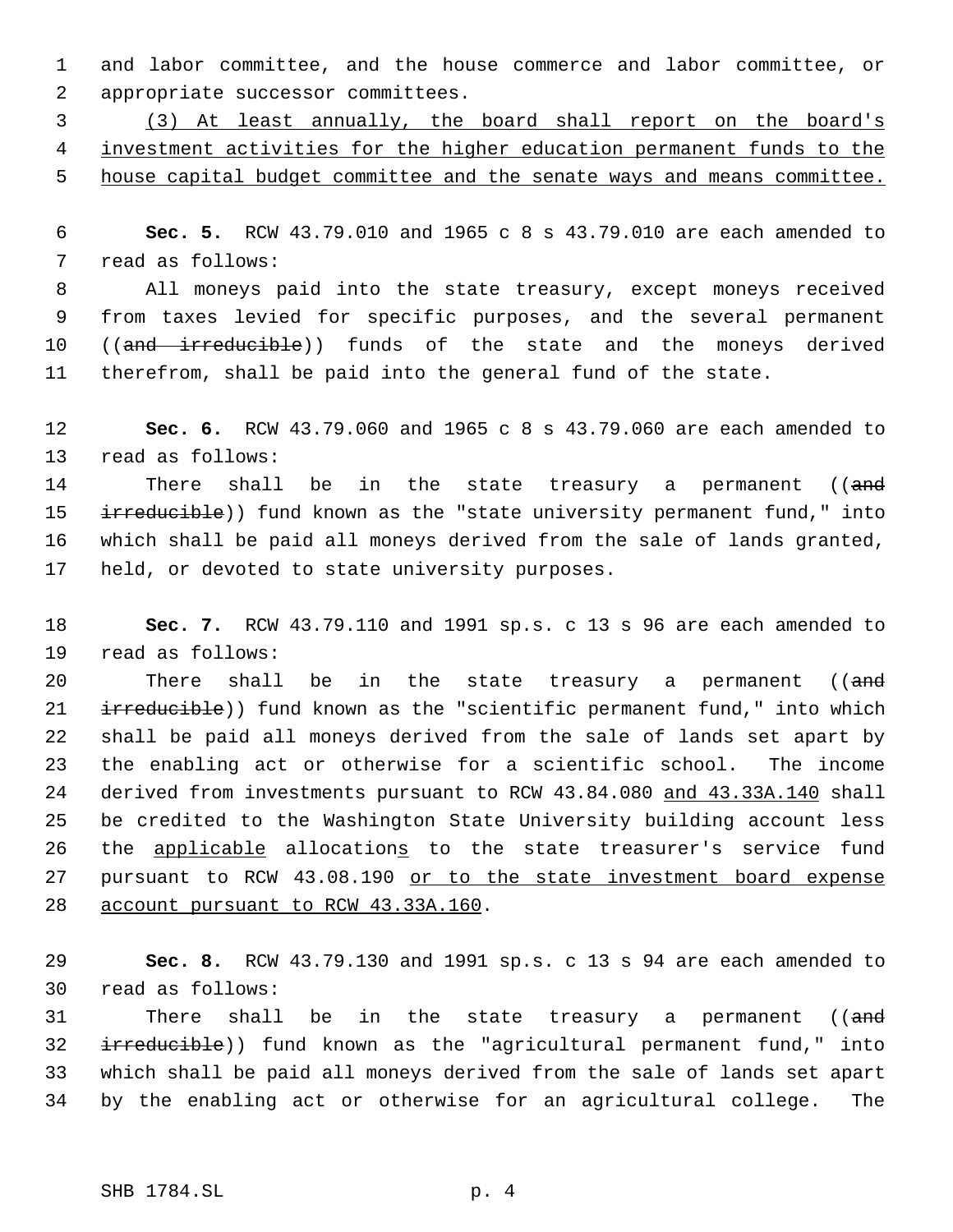and labor committee, and the house commerce and labor committee, or appropriate successor committees.

<u>(3) At least annually, the board shall report on the board's investment activities for the higher education permanent funds to the house capital budget committee and the senate ways and means committee.</u>

**Sec. 5.** RCW 43.79.010 and 1965 c 8 s 43.79.010 are each amended to read as follows:

All moneys paid into the state treasury, except moneys received from taxes levied for specific purposes, and the several permanent ((~~and irreducible~~)) funds of the state and the moneys derived therefrom, shall be paid into the general fund of the state.

**Sec. 6.** RCW 43.79.060 and 1965 c 8 s 43.79.060 are each amended to read as follows:

There shall be in the state treasury a permanent ((~~and irreducible~~)) fund known as the "state university permanent fund," into which shall be paid all moneys derived from the sale of lands granted, held, or devoted to state university purposes.

**Sec. 7.** RCW 43.79.110 and 1991 sp.s. c 13 s 96 are each amended to read as follows:

There shall be in the state treasury a permanent ((~~and irreducible~~)) fund known as the "scientific permanent fund," into which shall be paid all moneys derived from the sale of lands set apart by the enabling act or otherwise for a scientific school. The income derived from investments pursuant to RCW 43.84.080 <u>and 43.33A.140</u> shall be credited to the Washington State University building account less the <u>applicable</u> allocation<u>s</u> to the state treasurer's service fund pursuant to RCW 43.08.190 <u>or to the state investment board expense account pursuant to RCW 43.33A.160</u>.

**Sec. 8.** RCW 43.79.130 and 1991 sp.s. c 13 s 94 are each amended to read as follows:

There shall be in the state treasury a permanent ((~~and irreducible~~)) fund known as the "agricultural permanent fund," into which shall be paid all moneys derived from the sale of lands set apart by the enabling act or otherwise for an agricultural college. The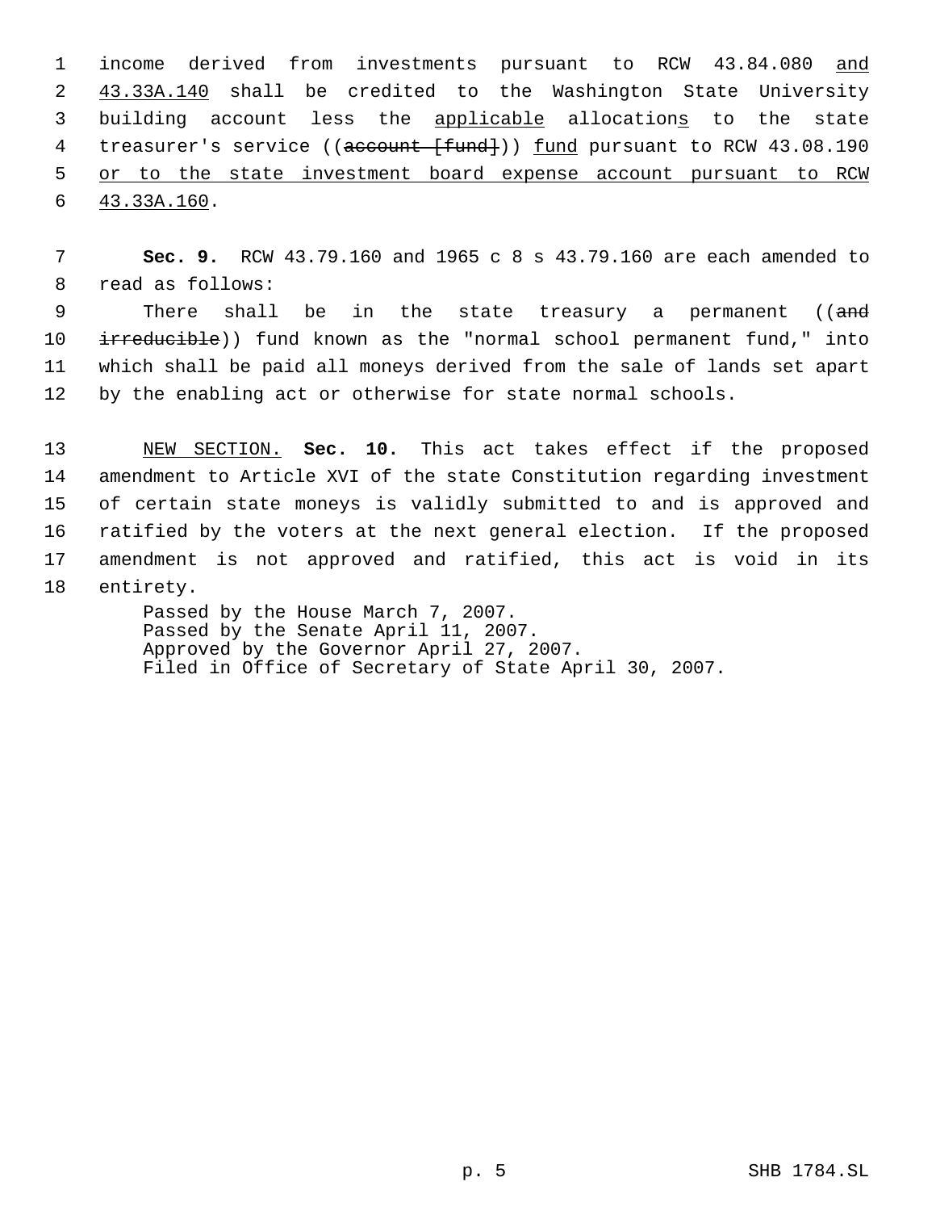income derived from investments pursuant to RCW 43.84.080 and 43.33A.140 shall be credited to the Washington State University building account less the applicable allocations to the state treasurer's service ((~~account [fund]~~)) fund pursuant to RCW 43.08.190 or to the state investment board expense account pursuant to RCW 43.33A.160.

**Sec. 9.** RCW 43.79.160 and 1965 c 8 s 43.79.160 are each amended to read as follows:

There shall be in the state treasury a permanent ((~~and irreducible~~)) fund known as the "normal school permanent fund," into which shall be paid all moneys derived from the sale of lands set apart by the enabling act or otherwise for state normal schools.

NEW SECTION. **Sec. 10.** This act takes effect if the proposed amendment to Article XVI of the state Constitution regarding investment of certain state moneys is validly submitted to and is approved and ratified by the voters at the next general election. If the proposed amendment is not approved and ratified, this act is void in its entirety.

Passed by the House March 7, 2007.
Passed by the Senate April 11, 2007.
Approved by the Governor April 27, 2007.
Filed in Office of Secretary of State April 30, 2007.